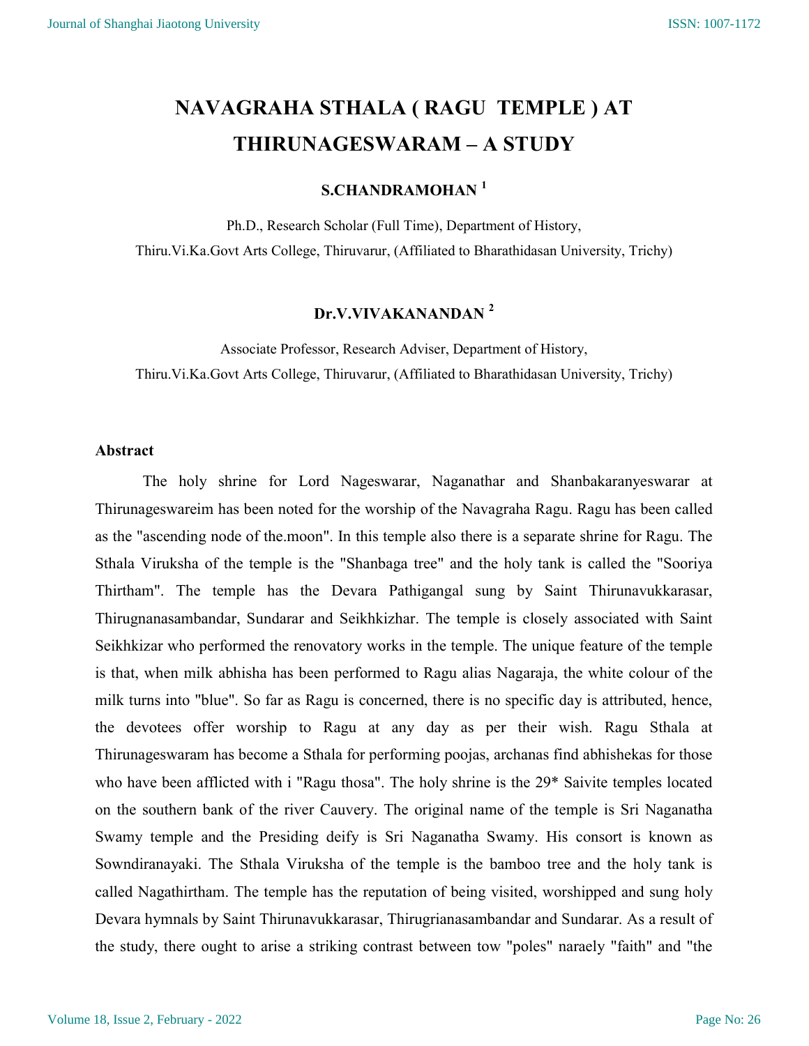# NAVAGRAHA STHALA ( RAGU TEMPLE ) AT THIRUNAGESWARAM – A STUDY

**S.CHANDRAMOHAN [1]**

Ph.D., Research Scholar (Full Time), Department of History,
Thiru.Vi.Ka.Govt Arts College, Thiruvarur, (Affiliated to Bharathidasan University, Trichy)

**Dr.V.VIVAKANANDAN [2]**

Associate Professor, Research Adviser, Department of History,
Thiru.Vi.Ka.Govt Arts College, Thiruvarur, (Affiliated to Bharathidasan University, Trichy)

### Abstract

The holy shrine for Lord Nageswarar, Naganathar and Shanbakaranyeswarar at Thirunageswareim has been noted for the worship of the Navagraha Ragu. Ragu has been called as the "ascending node of the.moon". In this temple also there is a separate shrine for Ragu. The Sthala Viruksha of the temple is the "Shanbaga tree" and the holy tank is called the "Sooriya Thirtham". The temple has the Devara Pathigangal sung by Saint Thirunavukkarasar, Thirugnanasambandar, Sundarar and Seikhkizhar. The temple is closely associated with Saint Seikhkizar who performed the renovatory works in the temple. The unique feature of the temple is that, when milk abhisha has been performed to Ragu alias Nagaraja, the white colour of the milk turns into "blue". So far as Ragu is concerned, there is no specific day is attributed, hence, the devotees offer worship to Ragu at any day as per their wish. Ragu Sthala at Thirunageswaram has become a Sthala for performing poojas, archanas find abhishekas for those who have been afflicted with i "Ragu thosa". The holy shrine is the 29* Saivite temples located on the southern bank of the river Cauvery. The original name of the temple is Sri Naganatha Swamy temple and the Presiding deify is Sri Naganatha Swamy. His consort is known as Sowndiranayaki. The Sthala Viruksha of the temple is the bamboo tree and the holy tank is called Nagathirtham. The temple has the reputation of being visited, worshipped and sung holy Devara hymnals by Saint Thirunavukkarasar, Thirugrianasambandar and Sundarar. As a result of the study, there ought to arise a striking contrast between tow "poles" naraely "faith" and "the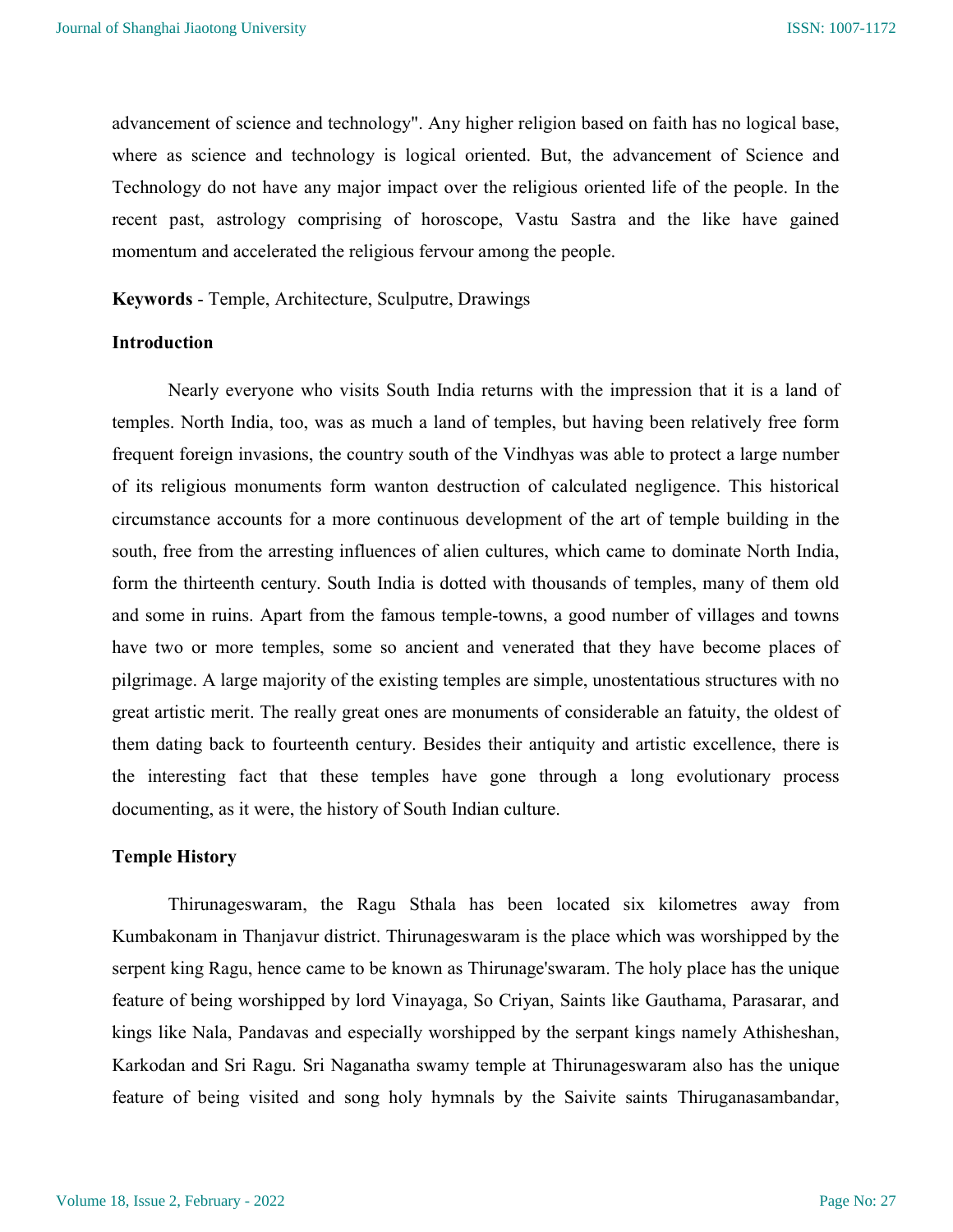advancement of science and technology". Any higher religion based on faith has no logical base, where as science and technology is logical oriented. But, the advancement of Science and Technology do not have any major impact over the religious oriented life of the people. In the recent past, astrology comprising of horoscope, Vastu Sastra and the like have gained momentum and accelerated the religious fervour among the people.

**Keywords** - Temple, Architecture, Sculputre, Drawings

**Introduction**

Nearly everyone who visits South India returns with the impression that it is a land of temples. North India, too, was as much a land of temples, but having been relatively free form frequent foreign invasions, the country south of the Vindhyas was able to protect a large number of its religious monuments form wanton destruction of calculated negligence. This historical circumstance accounts for a more continuous development of the art of temple building in the south, free from the arresting influences of alien cultures, which came to dominate North India, form the thirteenth century. South India is dotted with thousands of temples, many of them old and some in ruins. Apart from the famous temple-towns, a good number of villages and towns have two or more temples, some so ancient and venerated that they have become places of pilgrimage. A large majority of the existing temples are simple, unostentatious structures with no great artistic merit. The really great ones are monuments of considerable an fatuity, the oldest of them dating back to fourteenth century. Besides their antiquity and artistic excellence, there is the interesting fact that these temples have gone through a long evolutionary process documenting, as it were, the history of South Indian culture.

**Temple History**

Thirunageswaram, the Ragu Sthala has been located six kilometres away from Kumbakonam in Thanjavur district. Thirunageswaram is the place which was worshipped by the serpent king Ragu, hence came to be known as Thirunage'swaram. The holy place has the unique feature of being worshipped by lord Vinayaga, So Criyan, Saints like Gauthama, Parasarar, and kings like Nala, Pandavas and especially worshipped by the serpant kings namely Athisheshan, Karkodan and Sri Ragu. Sri Naganatha swamy temple at Thirunageswaram also has the unique feature of being visited and song holy hymnals by the Saivite saints Thiruganasambandar,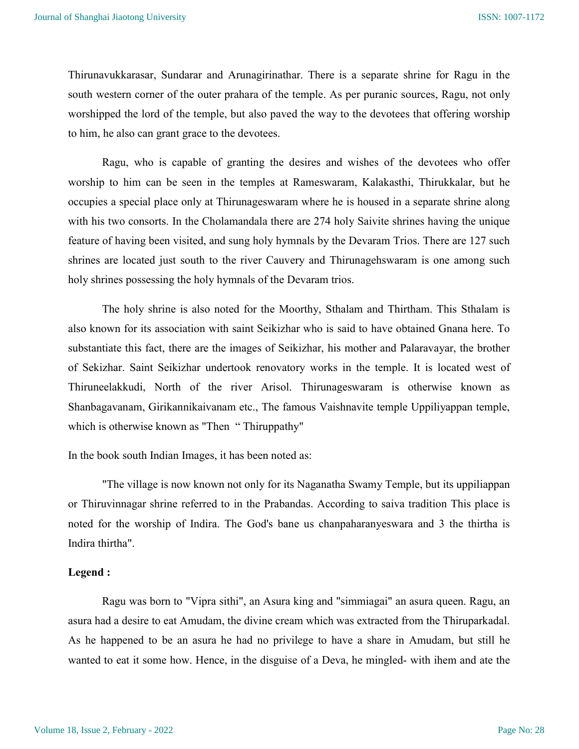Thirunavukkarasar, Sundarar and Arunagirinathar. There is a separate shrine for Ragu in the south western corner of the outer prahara of the temple. As per puranic sources, Ragu, not only worshipped the lord of the temple, but also paved the way to the devotees that offering worship to him, he also can grant grace to the devotees.

Ragu, who is capable of granting the desires and wishes of the devotees who offer worship to him can be seen in the temples at Rameswaram, Kalakasthi, Thirukkalar, but he occupies a special place only at Thirunageswaram where he is housed in a separate shrine along with his two consorts. In the Cholamandala there are 274 holy Saivite shrines having the unique feature of having been visited, and sung holy hymnals by the Devaram Trios. There are 127 such shrines are located just south to the river Cauvery and Thirunagehswaram is one among such holy shrines possessing the holy hymnals of the Devaram trios.

The holy shrine is also noted for the Moorthy, Sthalam and Thirtham. This Sthalam is also known for its association with saint Seikizhar who is said to have obtained Gnana here. To substantiate this fact, there are the images of Seikizhar, his mother and Palaravayar, the brother of Sekizhar. Saint Seikizhar undertook renovatory works in the temple. It is located west of Thiruneelakkudi, North of the river Arisol. Thirunageswaram is otherwise known as Shanbagavanam, Girikannikaivanam etc., The famous Vaishnavite temple Uppiliyappan temple, which is otherwise known as "Then " Thiruppathy"

In the book south Indian Images, it has been noted as:

"The village is now known not only for its Naganatha Swamy Temple, but its uppiliappan or Thiruvinnagar shrine referred to in the Prabandas. According to saiva tradition This place is noted for the worship of Indira. The God's bane us chanpaharanyeswara and 3 the thirtha is Indira thirtha".

**Legend :**

Ragu was born to "Vipra sithi", an Asura king and "simmiagai" an asura queen. Ragu, an asura had a desire to eat Amudam, the divine cream which was extracted from the Thiruparkadal. As he happened to be an asura he had no privilege to have a share in Amudam, but still he wanted to eat it some how. Hence, in the disguise of a Deva, he mingled- with ihem and ate the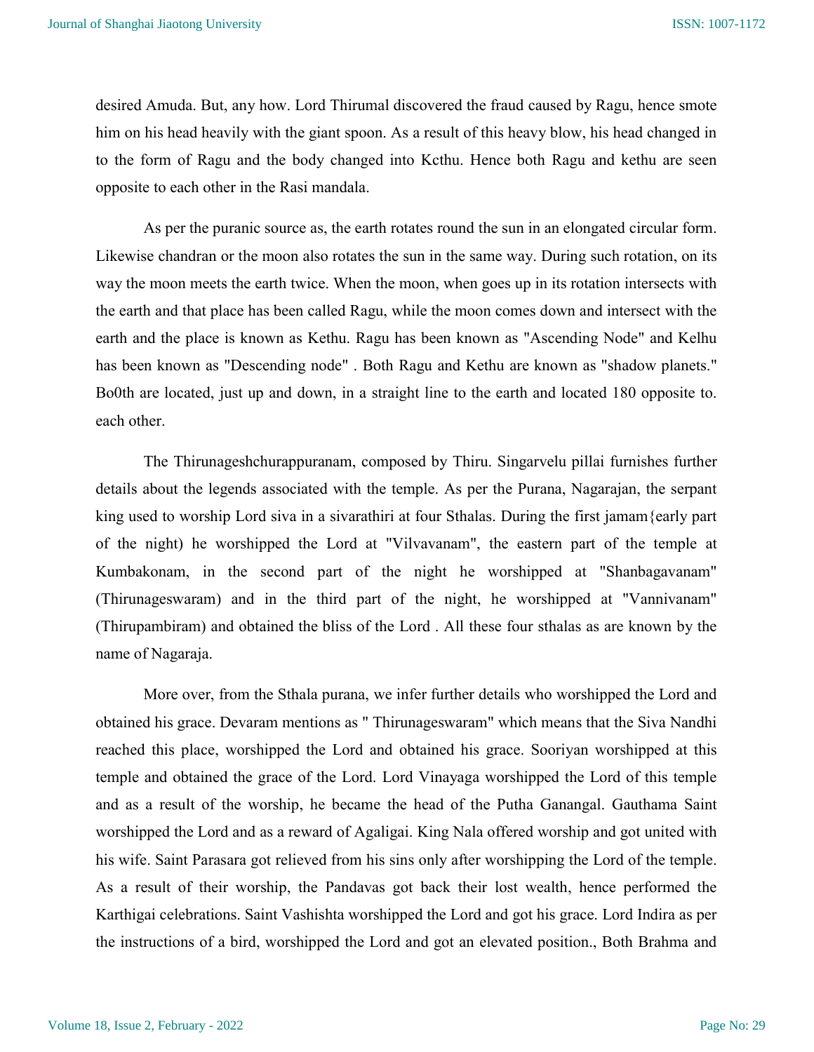desired Amuda. But, any how. Lord Thirumal discovered the fraud caused by Ragu, hence smote him on his head heavily with the giant spoon. As a result of this heavy blow, his head changed in to the form of Ragu and the body changed into Kcthu. Hence both Ragu and kethu are seen opposite to each other in the Rasi mandala.

As per the puranic source as, the earth rotates round the sun in an elongated circular form. Likewise chandran or the moon also rotates the sun in the same way. During such rotation, on its way the moon meets the earth twice. When the moon, when goes up in its rotation intersects with the earth and that place has been called Ragu, while the moon comes down and intersect with the earth and the place is known as Kethu. Ragu has been known as "Ascending Node" and Kelhu has been known as "Descending node" . Both Ragu and Kethu are known as "shadow planets." Bo0th are located, just up and down, in a straight line to the earth and located 180 opposite to. each other.

The Thirunageshchurappuranam, composed by Thiru. Singarvelu pillai furnishes further details about the legends associated with the temple. As per the Purana, Nagarajan, the serpant king used to worship Lord siva in a sivarathiri at four Sthalas. During the first jamam{early part of the night) he worshipped the Lord at "Vilvavanam", the eastern part of the temple at Kumbakonam, in the second part of the night he worshipped at "Shanbagavanam" (Thirunageswaram) and in the third part of the night, he worshipped at "Vannivanam" (Thirupambiram) and obtained the bliss of the Lord . All these four sthalas as are known by the name of Nagaraja.

More over, from the Sthala purana, we infer further details who worshipped the Lord and obtained his grace. Devaram mentions as " Thirunageswaram" which means that the Siva Nandhi reached this place, worshipped the Lord and obtained his grace. Sooriyan worshipped at this temple and obtained the grace of the Lord. Lord Vinayaga worshipped the Lord of this temple and as a result of the worship, he became the head of the Putha Ganangal. Gauthama Saint worshipped the Lord and as a reward of Agaligai. King Nala offered worship and got united with his wife. Saint Parasara got relieved from his sins only after worshipping the Lord of the temple. As a result of their worship, the Pandavas got back their lost wealth, hence performed the Karthigai celebrations. Saint Vashishta worshipped the Lord and got his grace. Lord Indira as per the instructions of a bird, worshipped the Lord and got an elevated position., Both Brahma and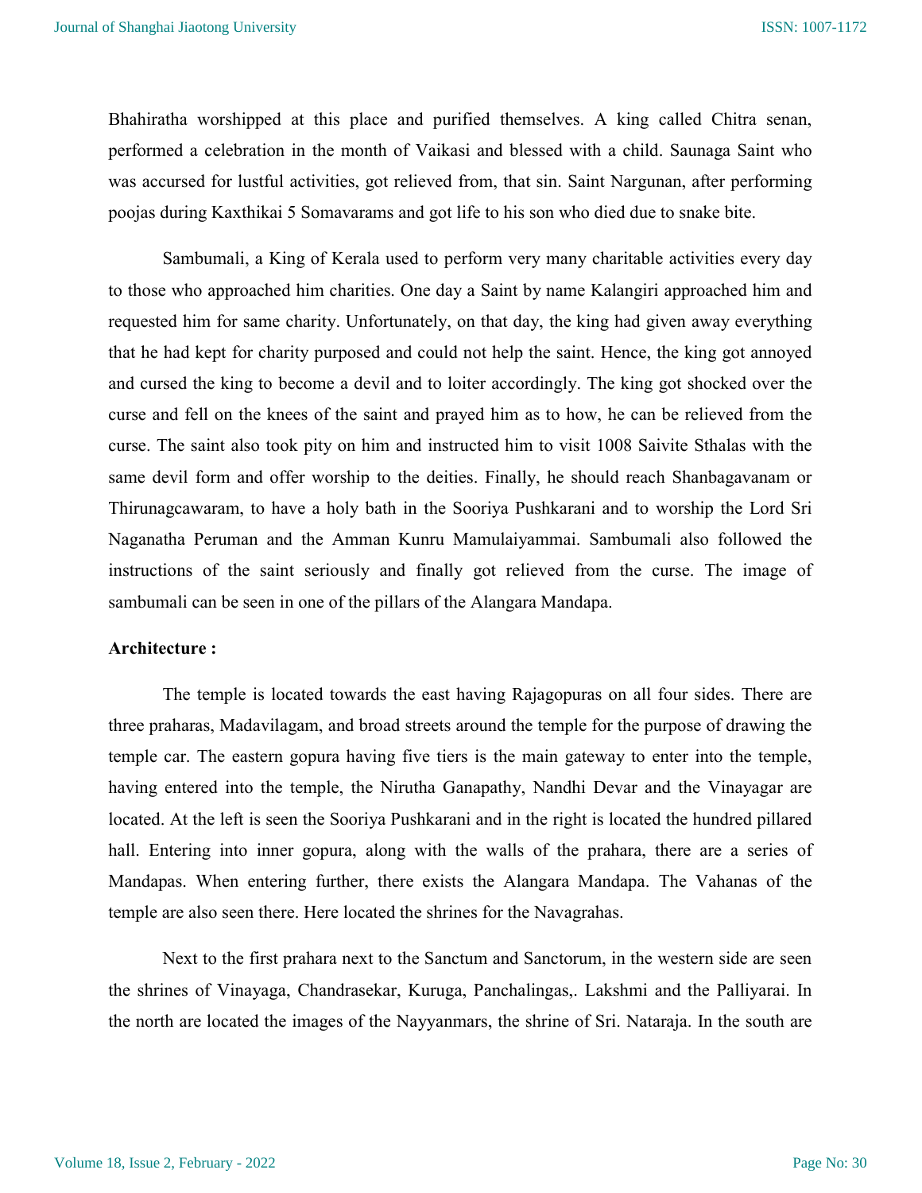Bhahiratha worshipped at this place and purified themselves. A king called Chitra senan, performed a celebration in the month of Vaikasi and blessed with a child. Saunaga Saint who was accursed for lustful activities, got relieved from, that sin. Saint Nargunan, after performing poojas during Kaxthikai 5 Somavarams and got life to his son who died due to snake bite.

Sambumali, a King of Kerala used to perform very many charitable activities every day to those who approached him charities. One day a Saint by name Kalangiri approached him and requested him for same charity. Unfortunately, on that day, the king had given away everything that he had kept for charity purposed and could not help the saint. Hence, the king got annoyed and cursed the king to become a devil and to loiter accordingly. The king got shocked over the curse and fell on the knees of the saint and prayed him as to how, he can be relieved from the curse. The saint also took pity on him and instructed him to visit 1008 Saivite Sthalas with the same devil form and offer worship to the deities. Finally, he should reach Shanbagavanam or Thirunagcawaram, to have a holy bath in the Sooriya Pushkarani and to worship the Lord Sri Naganatha Peruman and the Amman Kunru Mamulaiyammai. Sambumali also followed the instructions of the saint seriously and finally got relieved from the curse. The image of sambumali can be seen in one of the pillars of the Alangara Mandapa.

**Architecture :**

The temple is located towards the east having Rajagopuras on all four sides. There are three praharas, Madavilagam, and broad streets around the temple for the purpose of drawing the temple car. The eastern gopura having five tiers is the main gateway to enter into the temple, having entered into the temple, the Nirutha Ganapathy, Nandhi Devar and the Vinayagar are located. At the left is seen the Sooriya Pushkarani and in the right is located the hundred pillared hall. Entering into inner gopura, along with the walls of the prahara, there are a series of Mandapas. When entering further, there exists the Alangara Mandapa. The Vahanas of the temple are also seen there. Here located the shrines for the Navagrahas.

Next to the first prahara next to the Sanctum and Sanctorum, in the western side are seen the shrines of Vinayaga, Chandrasekar, Kuruga, Panchalingas,. Lakshmi and the Palliyarai. In the north are located the images of the Nayyanmars, the shrine of Sri. Nataraja. In the south are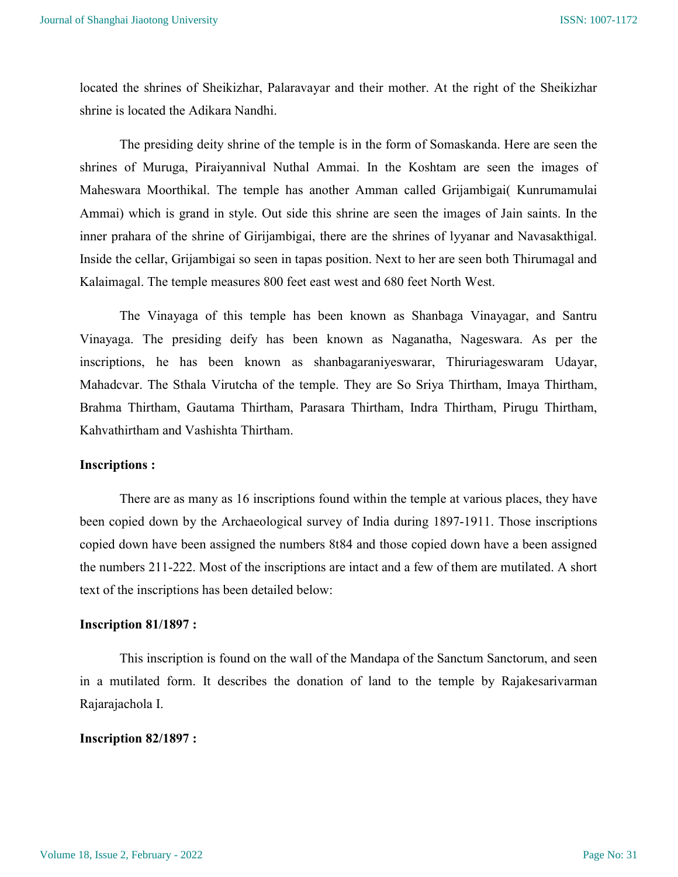located the shrines of Sheikizhar, Palaravayar and their mother. At the right of the Sheikizhar shrine is located the Adikara Nandhi.

The presiding deity shrine of the temple is in the form of Somaskanda. Here are seen the shrines of Muruga, Piraiyannival Nuthal Ammai. In the Koshtam are seen the images of Maheswara Moorthikal. The temple has another Amman called Grijambigai( Kunrumamulai Ammai) which is grand in style. Out side this shrine are seen the images of Jain saints. In the inner prahara of the shrine of Girijambigai, there are the shrines of lyyanar and Navasakthigal. Inside the cellar, Grijambigai so seen in tapas position. Next to her are seen both Thirumagal and Kalaimagal. The temple measures 800 feet east west and 680 feet North West.

The Vinayaga of this temple has been known as Shanbaga Vinayagar, and Santru Vinayaga. The presiding deify has been known as Naganatha, Nageswara. As per the inscriptions, he has been known as shanbagaraniyeswarar, Thiruriageswaram Udayar, Mahadcvar. The Sthala Virutcha of the temple. They are So Sriya Thirtham, Imaya Thirtham, Brahma Thirtham, Gautama Thirtham, Parasara Thirtham, Indra Thirtham, Pirugu Thirtham, Kahvathirtham and Vashishta Thirtham.

**Inscriptions :**

There are as many as 16 inscriptions found within the temple at various places, they have been copied down by the Archaeological survey of India during 1897-1911. Those inscriptions copied down have been assigned the numbers 8t84 and those copied down have a been assigned the numbers 211-222. Most of the inscriptions are intact and a few of them are mutilated. A short text of the inscriptions has been detailed below:

**Inscription 81/1897 :**

This inscription is found on the wall of the Mandapa of the Sanctum Sanctorum, and seen in a mutilated form. It describes the donation of land to the temple by Rajakesarivarman Rajarajachola I.

**Inscription 82/1897 :**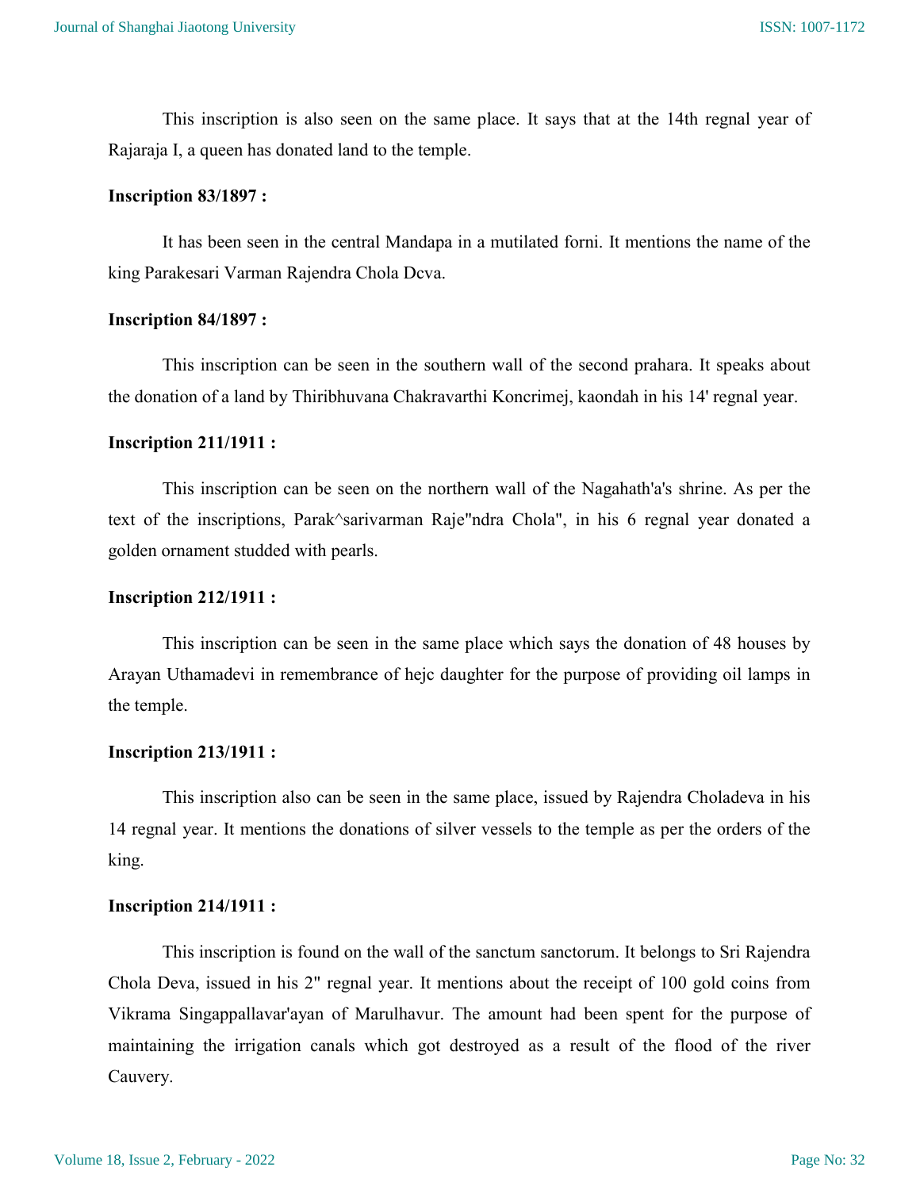This inscription is also seen on the same place. It says that at the 14th regnal year of Rajaraja I, a queen has donated land to the temple.

**Inscription 83/1897 :**

It has been seen in the central Mandapa in a mutilated forni. It mentions the name of the king Parakesari Varman Rajendra Chola Dcva.

**Inscription 84/1897 :**

This inscription can be seen in the southern wall of the second prahara. It speaks about the donation of a land by Thiribhuvana Chakravarthi Koncrimej, kaondah in his 14' regnal year.

**Inscription 211/1911 :**

This inscription can be seen on the northern wall of the Nagahath'a's shrine. As per the text of the inscriptions, Parak^sarivarman Raje"ndra Chola", in his 6 regnal year donated a golden ornament studded with pearls.

**Inscription 212/1911 :**

This inscription can be seen in the same place which says the donation of 48 houses by Arayan Uthamadevi in remembrance of hejc daughter for the purpose of providing oil lamps in the temple.

**Inscription 213/1911 :**

This inscription also can be seen in the same place, issued by Rajendra Choladeva in his 14 regnal year. It mentions the donations of silver vessels to the temple as per the orders of the king.

**Inscription 214/1911 :**

This inscription is found on the wall of the sanctum sanctorum. It belongs to Sri Rajendra Chola Deva, issued in his 2" regnal year. It mentions about the receipt of 100 gold coins from Vikrama Singappallavar'ayan of Marulhavur. The amount had been spent for the purpose of maintaining the irrigation canals which got destroyed as a result of the flood of the river Cauvery.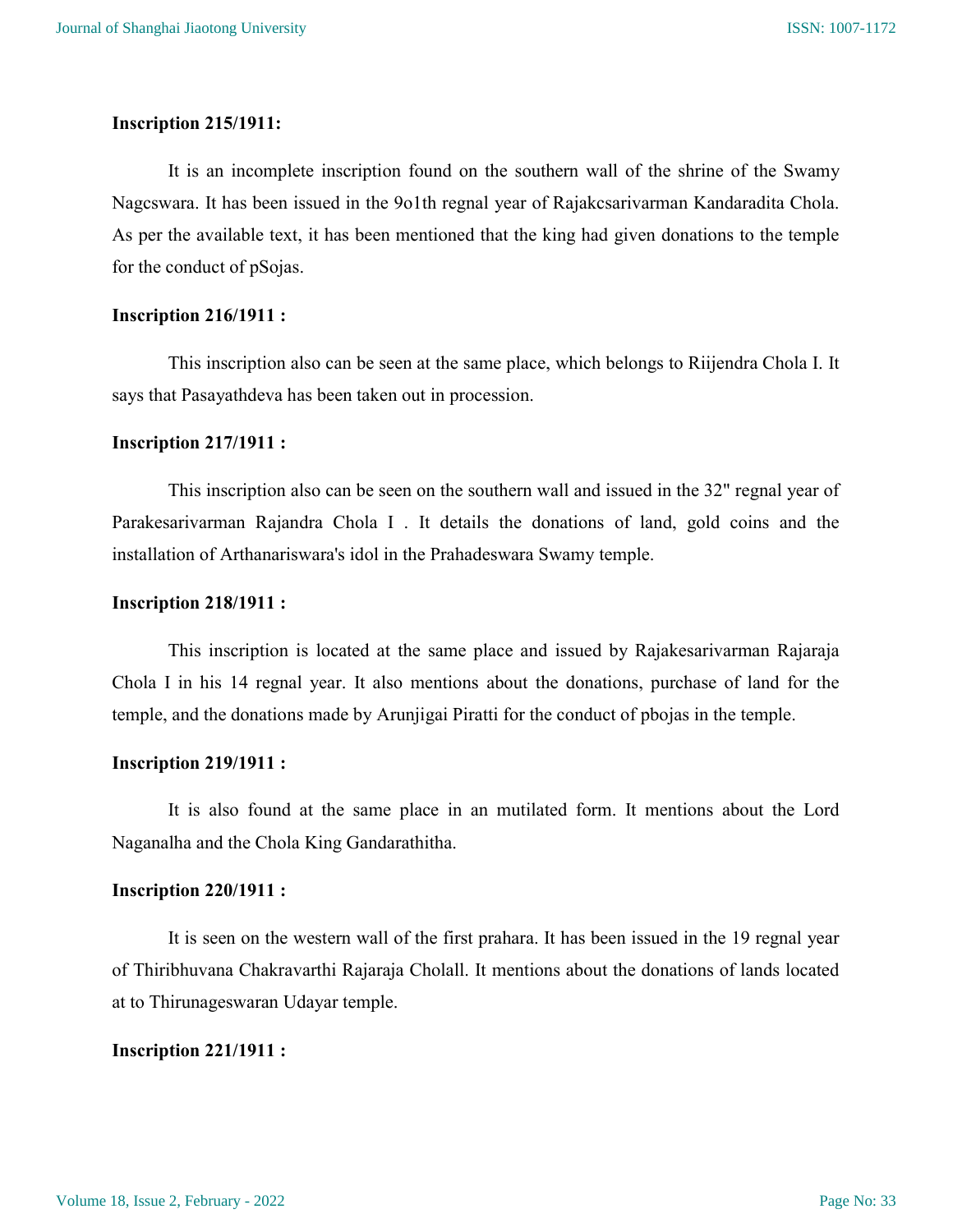**Inscription 215/1911:**

It is an incomplete inscription found on the southern wall of the shrine of the Swamy Nagcswara. It has been issued in the 9o1th regnal year of Rajakcsarivarman Kandaradita Chola. As per the available text, it has been mentioned that the king had given donations to the temple for the conduct of pSojas.

**Inscription 216/1911 :**

This inscription also can be seen at the same place, which belongs to Riijendra Chola I. It says that Pasayathdeva has been taken out in procession.

**Inscription 217/1911 :**

This inscription also can be seen on the southern wall and issued in the 32" regnal year of Parakesarivarman Rajandra Chola I . It details the donations of land, gold coins and the installation of Arthanariswara's idol in the Prahadeswara Swamy temple.

**Inscription 218/1911 :**

This inscription is located at the same place and issued by Rajakesarivarman Rajaraja Chola I in his 14 regnal year. It also mentions about the donations, purchase of land for the temple, and the donations made by Arunjigai Piratti for the conduct of pbojas in the temple.

**Inscription 219/1911 :**

It is also found at the same place in an mutilated form. It mentions about the Lord Naganalha and the Chola King Gandarathitha.

**Inscription 220/1911 :**

It is seen on the western wall of the first prahara. It has been issued in the 19 regnal year of Thiribhuvana Chakravarthi Rajaraja Cholall. It mentions about the donations of lands located at to Thirunageswaran Udayar temple.

**Inscription 221/1911 :**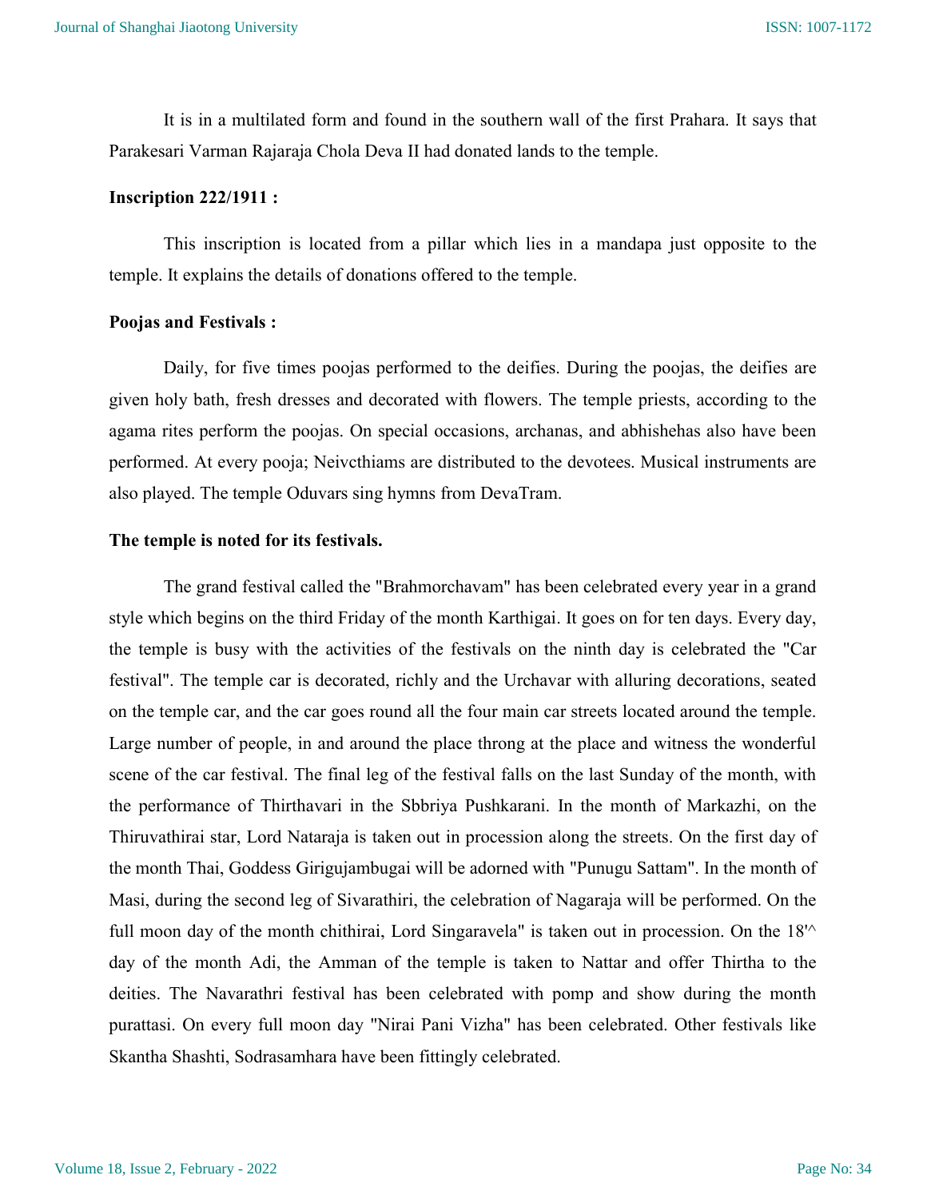It is in a multilated form and found in the southern wall of the first Prahara. It says that Parakesari Varman Rajaraja Chola Deva II had donated lands to the temple.

**Inscription 222/1911 :**

This inscription is located from a pillar which lies in a mandapa just opposite to the temple. It explains the details of donations offered to the temple.

**Poojas and Festivals :**

Daily, for five times poojas performed to the deifies. During the poojas, the deifies are given holy bath, fresh dresses and decorated with flowers. The temple priests, according to the agama rites perform the poojas. On special occasions, archanas, and abhishehas also have been performed. At every pooja; Neivcthiams are distributed to the devotees. Musical instruments are also played. The temple Oduvars sing hymns from DevaTram.

**The temple is noted for its festivals.**

The grand festival called the "Brahmorchavam" has been celebrated every year in a grand style which begins on the third Friday of the month Karthigai. It goes on for ten days. Every day, the temple is busy with the activities of the festivals on the ninth day is celebrated the "Car festival". The temple car is decorated, richly and the Urchavar with alluring decorations, seated on the temple car, and the car goes round all the four main car streets located around the temple. Large number of people, in and around the place throng at the place and witness the wonderful scene of the car festival. The final leg of the festival falls on the last Sunday of the month, with the performance of Thirthavari in the Sbbriya Pushkarani. In the month of Markazhi, on the Thiruvathirai star, Lord Nataraja is taken out in procession along the streets. On the first day of the month Thai, Goddess Girigujambugai will be adorned with "Punugu Sattam". In the month of Masi, during the second leg of Sivarathiri, the celebration of Nagaraja will be performed. On the full moon day of the month chithirai, Lord Singaravela" is taken out in procession. On the 18'^ day of the month Adi, the Amman of the temple is taken to Nattar and offer Thirtha to the deities. The Navarathri festival has been celebrated with pomp and show during the month purattasi. On every full moon day "Nirai Pani Vizha" has been celebrated. Other festivals like Skantha Shashti, Sodrasamhara have been fittingly celebrated.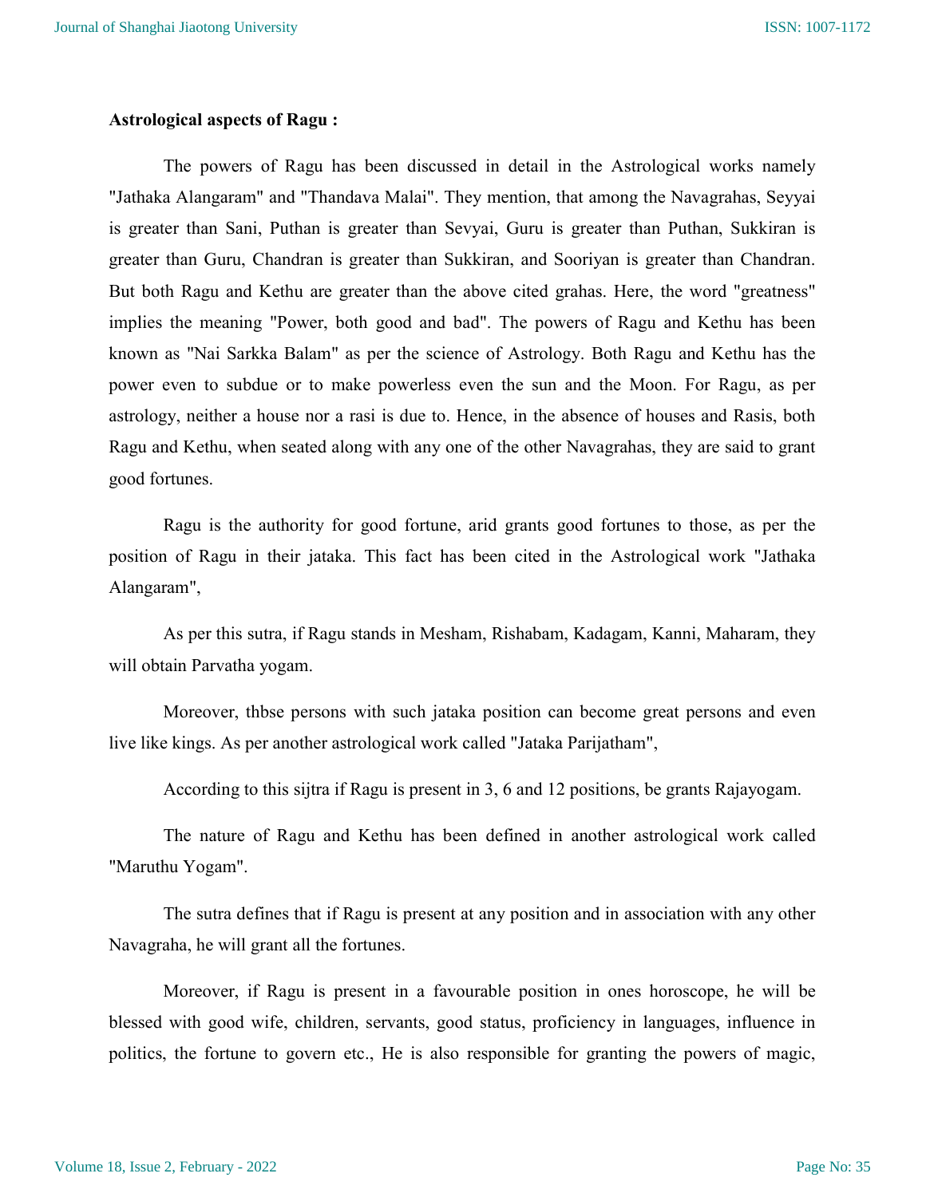**Astrological aspects of Ragu :**

The powers of Ragu has been discussed in detail in the Astrological works namely "Jathaka Alangaram" and "Thandava Malai". They mention, that among the Navagrahas, Seyyai is greater than Sani, Puthan is greater than Sevyai, Guru is greater than Puthan, Sukkiran is greater than Guru, Chandran is greater than Sukkiran, and Sooriyan is greater than Chandran. But both Ragu and Kethu are greater than the above cited grahas. Here, the word "greatness" implies the meaning "Power, both good and bad". The powers of Ragu and Kethu has been known as "Nai Sarkka Balam" as per the science of Astrology. Both Ragu and Kethu has the power even to subdue or to make powerless even the sun and the Moon. For Ragu, as per astrology, neither a house nor a rasi is due to. Hence, in the absence of houses and Rasis, both Ragu and Kethu, when seated along with any one of the other Navagrahas, they are said to grant good fortunes.

Ragu is the authority for good fortune, arid grants good fortunes to those, as per the position of Ragu in their jataka. This fact has been cited in the Astrological work "Jathaka Alangaram",

As per this sutra, if Ragu stands in Mesham, Rishabam, Kadagam, Kanni, Maharam, they will obtain Parvatha yogam.

Moreover, thbse persons with such jataka position can become great persons and even live like kings. As per another astrological work called "Jataka Parijatham",

According to this sijtra if Ragu is present in 3, 6 and 12 positions, be grants Rajayogam.

The nature of Ragu and Kethu has been defined in another astrological work called "Maruthu Yogam".

The sutra defines that if Ragu is present at any position and in association with any other Navagraha, he will grant all the fortunes.

Moreover, if Ragu is present in a favourable position in ones horoscope, he will be blessed with good wife, children, servants, good status, proficiency in languages, influence in politics, the fortune to govern etc., He is also responsible for granting the powers of magic,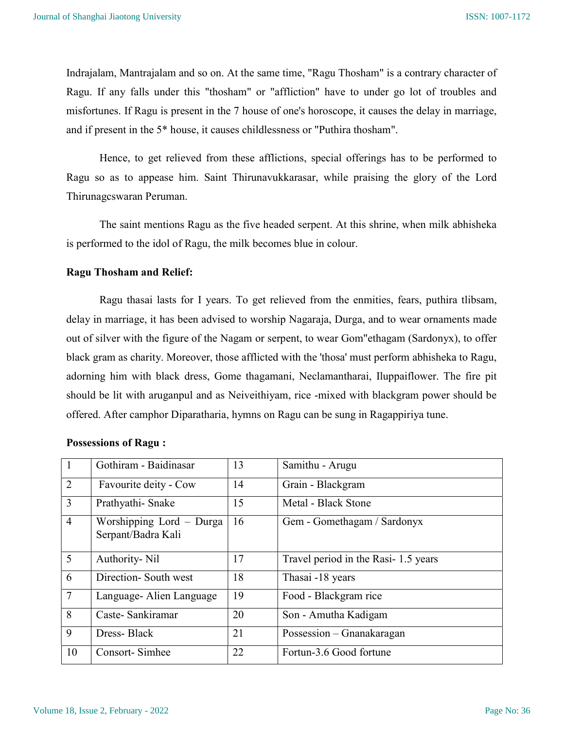Indrajalam, Mantrajalam and so on. At the same time, "Ragu Thosham" is a contrary character of Ragu. If any falls under this "thosham" or "affliction" have to under go lot of troubles and misfortunes. If Ragu is present in the 7 house of one's horoscope, it causes the delay in marriage, and if present in the 5* house, it causes childlessness or "Puthira thosham".

Hence, to get relieved from these afflictions, special offerings has to be performed to Ragu so as to appease him. Saint Thirunavukkarasar, while praising the glory of the Lord Thirunagcswaran Peruman.

The saint mentions Ragu as the five headed serpent. At this shrine, when milk abhisheka is performed to the idol of Ragu, the milk becomes blue in colour.

**Ragu Thosham and Relief:**

Ragu thasai lasts for I years. To get relieved from the enmities, fears, puthira tlibsam, delay in marriage, it has been advised to worship Nagaraja, Durga, and to wear ornaments made out of silver with the figure of the Nagam or serpent, to wear Gom"ethagam (Sardonyx), to offer black gram as charity. Moreover, those afflicted with the 'thosa' must perform abhisheka to Ragu, adorning him with black dress, Gome thagamani, Neclamantharai, Iluppaiflower. The fire pit should be lit with aruganpul and as Neiveithiyam, rice -mixed with blackgram power should be offered. After camphor Diparatharia, hymns on Ragu can be sung in Ragappiriya tune.

**Possessions of Ragu :**

| | | | |
|---|---|---|---|
| 1 | Gothiram - Baidinasar | 13 | Samithu - Arugu |
| 2 | Favourite deity - Cow | 14 | Grain - Blackgram |
| 3 | Prathyathi- Snake | 15 | Metal - Black Stone |
| 4 | Worshipping Lord – Durga Serpant/Badra Kali | 16 | Gem - Gomethagam / Sardonyx |
| 5 | Authority- Nil | 17 | Travel period in the Rasi- 1.5 years |
| 6 | Direction- South west | 18 | Thasai -18 years |
| 7 | Language- Alien Language | 19 | Food - Blackgram rice |
| 8 | Caste- Sankiramar | 20 | Son - Amutha Kadigam |
| 9 | Dress- Black | 21 | Possession – Gnanakaragan |
| 10 | Consort- Simhee | 22 | Fortun-3.6 Good fortune |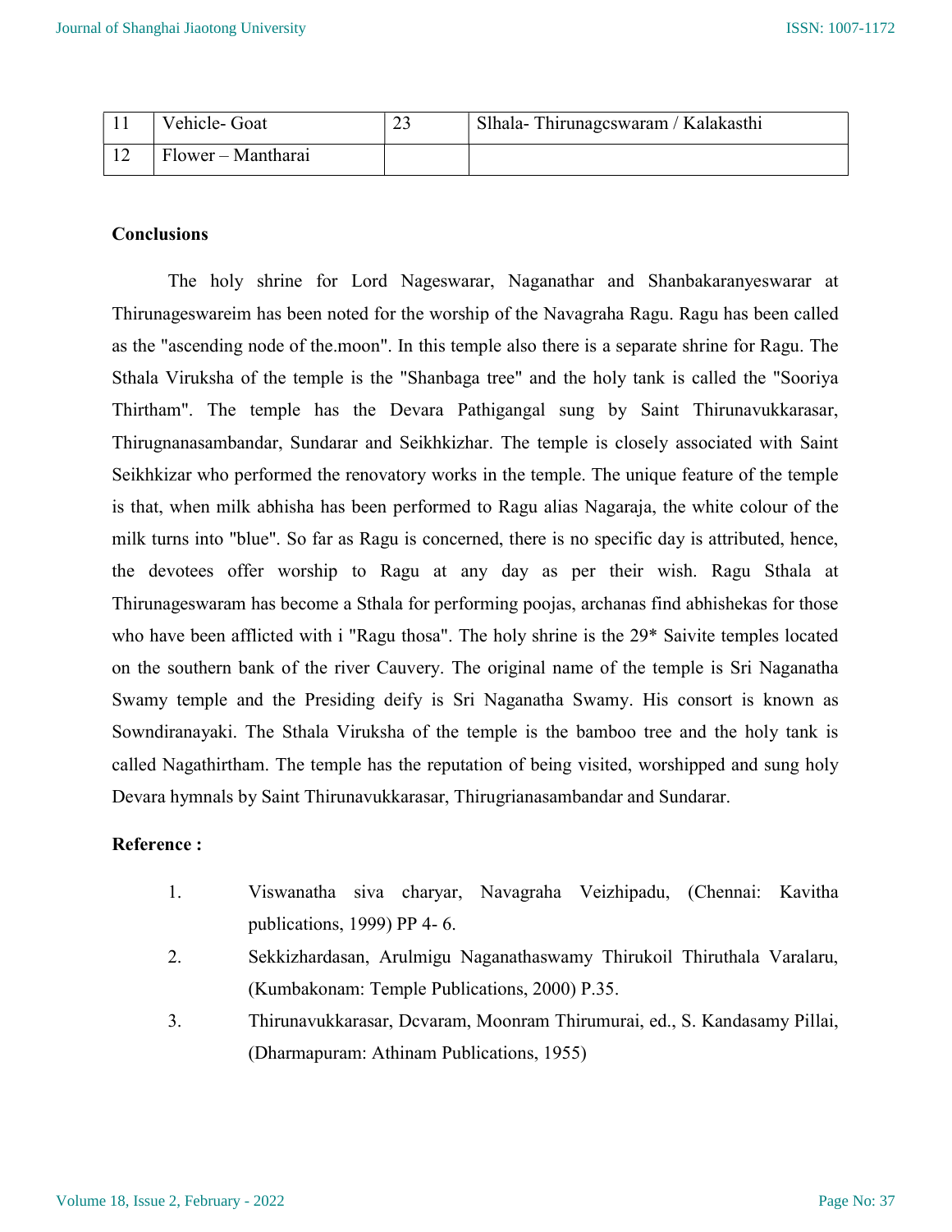| 11 | Vehicle- Goat | 23 | Slhala- Thirunagcswaram / Kalakasthi |
|---|---|---|---|
| 12 | Flower – Mantharai | | |

**Conclusions**

The holy shrine for Lord Nageswarar, Naganathar and Shanbakaranyeswarar at Thirunageswareim has been noted for the worship of the Navagraha Ragu. Ragu has been called as the "ascending node of the.moon". In this temple also there is a separate shrine for Ragu. The Sthala Viruksha of the temple is the "Shanbaga tree" and the holy tank is called the "Sooriya Thirtham". The temple has the Devara Pathigangal sung by Saint Thirunavukkarasar, Thirugnanasambandar, Sundarar and Seikhkizhar. The temple is closely associated with Saint Seikhkizar who performed the renovatory works in the temple. The unique feature of the temple is that, when milk abhisha has been performed to Ragu alias Nagaraja, the white colour of the milk turns into "blue". So far as Ragu is concerned, there is no specific day is attributed, hence, the devotees offer worship to Ragu at any day as per their wish. Ragu Sthala at Thirunageswaram has become a Sthala for performing poojas, archanas find abhishekas for those who have been afflicted with i "Ragu thosa". The holy shrine is the 29* Saivite temples located on the southern bank of the river Cauvery. The original name of the temple is Sri Naganatha Swamy temple and the Presiding deify is Sri Naganatha Swamy. His consort is known as Sowndiranayaki. The Sthala Viruksha of the temple is the bamboo tree and the holy tank is called Nagathirtham. The temple has the reputation of being visited, worshipped and sung holy Devara hymnals by Saint Thirunavukkarasar, Thirugrianasambandar and Sundarar.

**Reference :**

1. Viswanatha siva charyar, Navagraha Veizhipadu, (Chennai: Kavitha publications, 1999) PP 4- 6.
2. Sekkizhardasan, Arulmigu Naganathaswamy Thirukoil Thiruthala Varalaru, (Kumbakonam: Temple Publications, 2000) P.35.
3. Thirunavukkarasar, Dcvaram, Moonram Thirumurai, ed., S. Kandasamy Pillai, (Dharmapuram: Athinam Publications, 1955)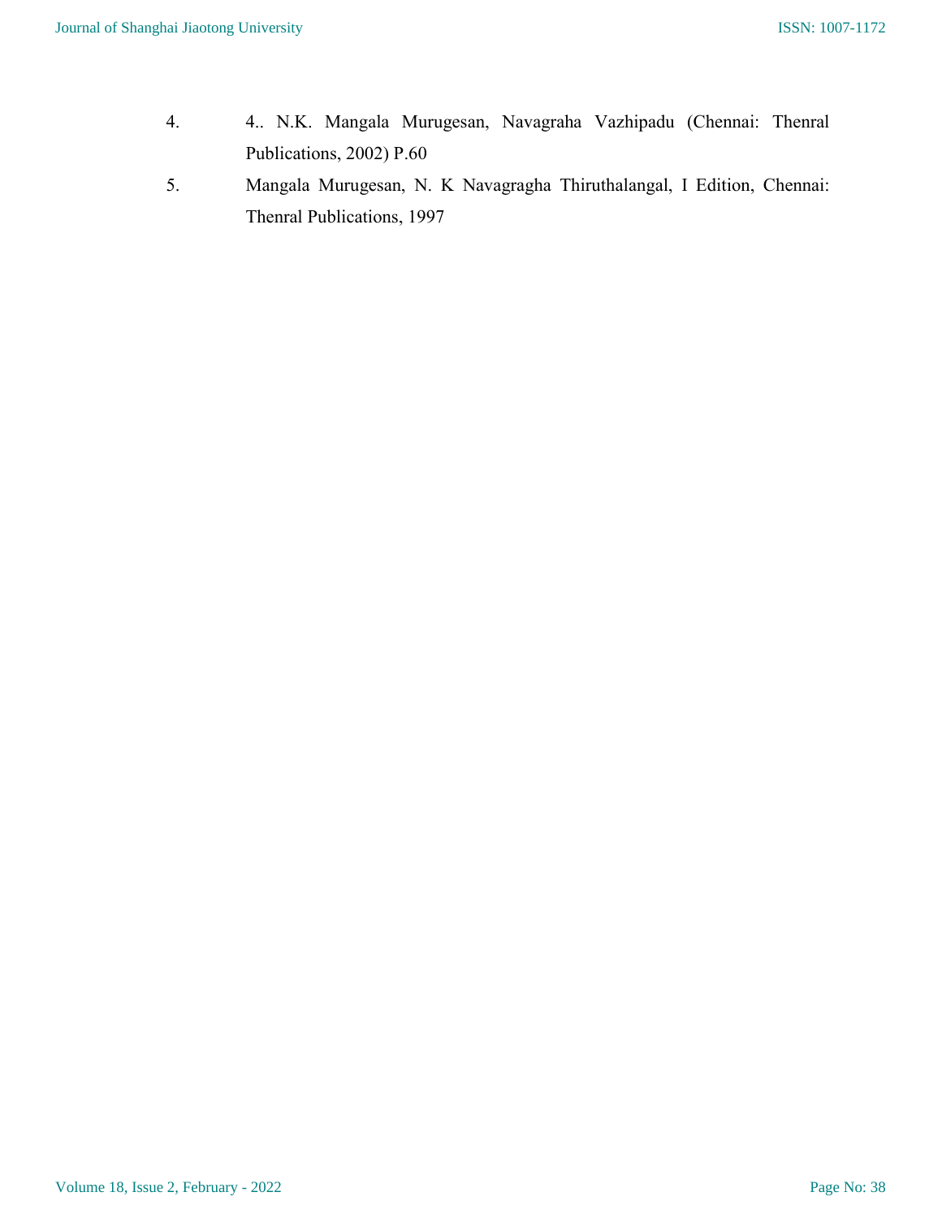4. 4.. N.K. Mangala Murugesan, Navagraha Vazhipadu (Chennai: Thenral Publications, 2002) P.60
5. Mangala Murugesan, N. K Navagragha Thiruthalangal, I Edition, Chennai: Thenral Publications, 1997